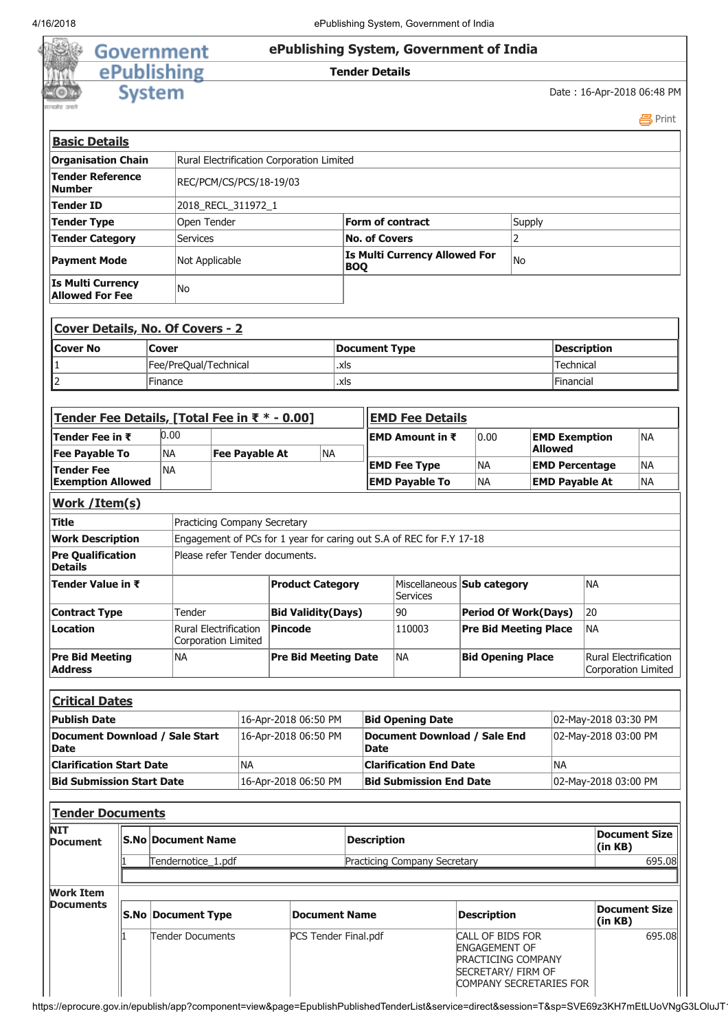# ePublishing System, Government of India

## Tender Details

Date : 16-Apr-2018 06:48 PM

### Basic Details

| | | | |
|---|---|---|---|
| **Organisation Chain** | Rural Electrification Corporation Limited | | |
| **Tender Reference Number** | REC/PCM/CS/PCS/18-19/03 | | |
| **Tender ID** | 2018_RECL_311972_1 | | |
| **Tender Type** | Open Tender | **Form of contract** | Supply |
| **Tender Category** | Services | **No. of Covers** | 2 |
| **Payment Mode** | Not Applicable | **Is Multi Currency Allowed For BOQ** | No |
| **Is Multi Currency Allowed For Fee** | No | | |

### Cover Details, No. Of Covers - 2

| Cover No | Cover | Document Type | Description |
|---|---|---|---|
| 1 | Fee/PreQual/Technical | .xls | Technical |
| 2 | Finance | .xls | Financial |

### Tender Fee Details, [Total Fee in ₹ * - 0.00]

| | | | |
|---|---|---|---|
| **Tender Fee in ₹** | 0.00 | | |
| **Fee Payable To** | NA | **Fee Payable At** | NA |
| **Tender Fee Exemption Allowed** | NA | | |

### EMD Fee Details

| | | | |
|---|---|---|---|
| **EMD Amount in ₹** | 0.00 | **EMD Exemption Allowed** | NA |
| **EMD Fee Type** | NA | **EMD Percentage** | NA |
| **EMD Payable To** | NA | **EMD Payable At** | NA |

### Work /Item(s)

| | | | | | |
|---|---|---|---|---|---|
| **Title** | Practicing Company Secretary | | | | |
| **Work Description** | Engagement of PCs for 1 year for caring out S.A of REC for F.Y 17-18 | | | | |
| **Pre Qualification Details** | Please refer Tender documents. | | | | |
| **Tender Value in ₹** | | **Product Category** | Miscellaneous Services | **Sub category** | NA |
| **Contract Type** | Tender | **Bid Validity(Days)** | 90 | **Period Of Work(Days)** | 20 |
| **Location** | Rural Electrification Corporation Limited | **Pincode** | 110003 | **Pre Bid Meeting Place** | NA |
| **Pre Bid Meeting Address** | NA | **Pre Bid Meeting Date** | NA | **Bid Opening Place** | Rural Electrification Corporation Limited |

### Critical Dates

| | | | |
|---|---|---|---|
| **Publish Date** | 16-Apr-2018 06:50 PM | **Bid Opening Date** | 02-May-2018 03:30 PM |
| **Document Download / Sale Start Date** | 16-Apr-2018 06:50 PM | **Document Download / Sale End Date** | 02-May-2018 03:00 PM |
| **Clarification Start Date** | NA | **Clarification End Date** | NA |
| **Bid Submission Start Date** | 16-Apr-2018 06:50 PM | **Bid Submission End Date** | 02-May-2018 03:00 PM |

### Tender Documents

**NIT Document**

| S.No | Document Name | Description | Document Size (in KB) |
|---|---|---|---|
| 1 | Tendernotice_1.pdf | Practicing Company Secretary | 695.08 |

**Work Item Documents**

| S.No | Document Type | Document Name | Description | Document Size (in KB) |
|---|---|---|---|---|
| 1 | Tender Documents | PCS Tender Final.pdf | CALL OF BIDS FOR ENGAGEMENT OF PRACTICING COMPANY SECRETARY/ FIRM OF COMPANY SECRETARIES FOR | 695.08 |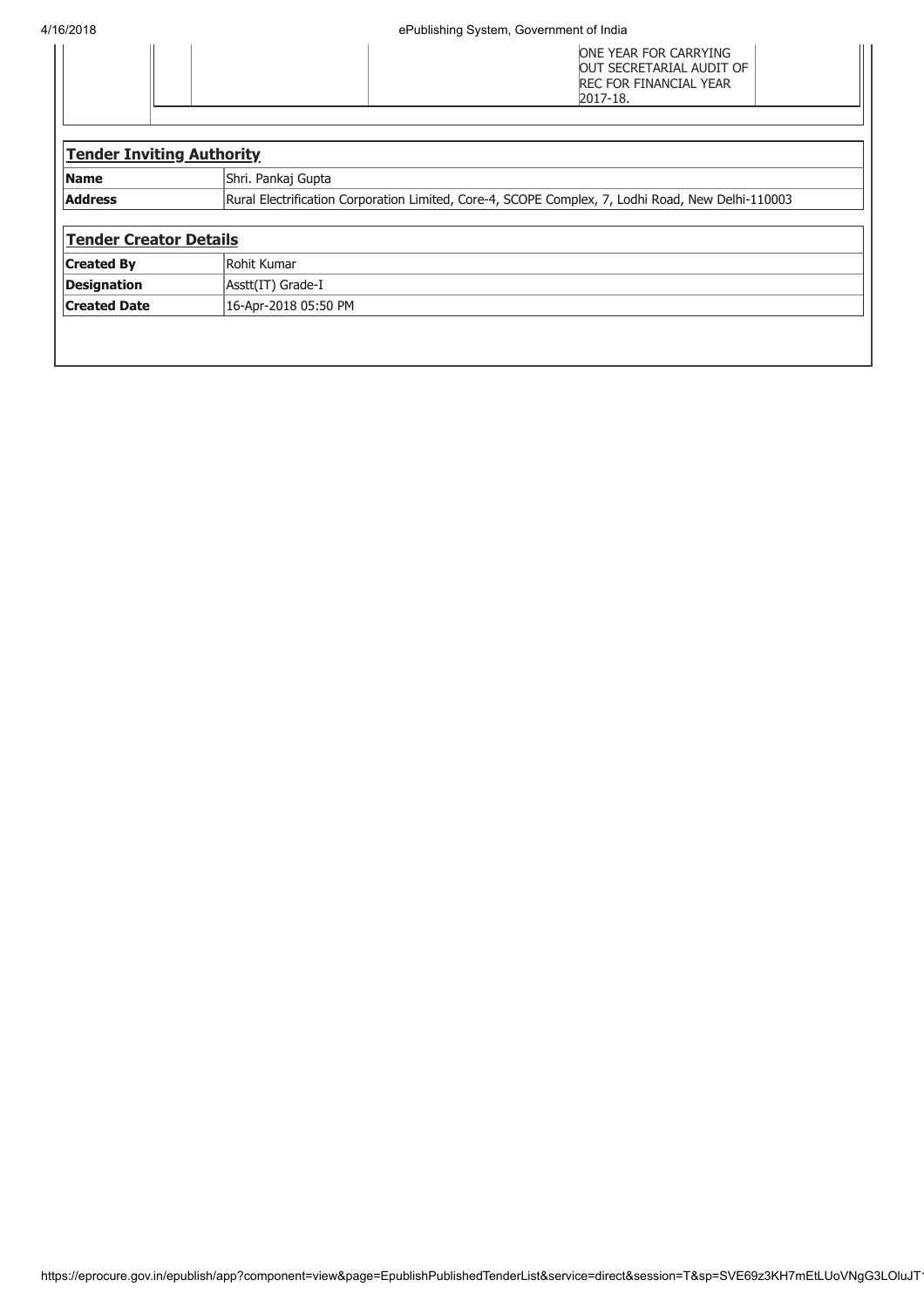| | | | | |
|---|---|---|---|---|
| | | | ONE YEAR FOR CARRYING OUT SECRETARIAL AUDIT OF REC FOR FINANCIAL YEAR 2017-18. | |

**Tender Inviting Authority**

| | |
|---|---|
| **Name** | Shri. Pankaj Gupta |
| **Address** | Rural Electrification Corporation Limited, Core-4, SCOPE Complex, 7, Lodhi Road, New Delhi-110003 |

**Tender Creator Details**

| | |
|---|---|
| **Created By** | Rohit Kumar |
| **Designation** | Asstt(IT) Grade-I |
| **Created Date** | 16-Apr-2018 05:50 PM |